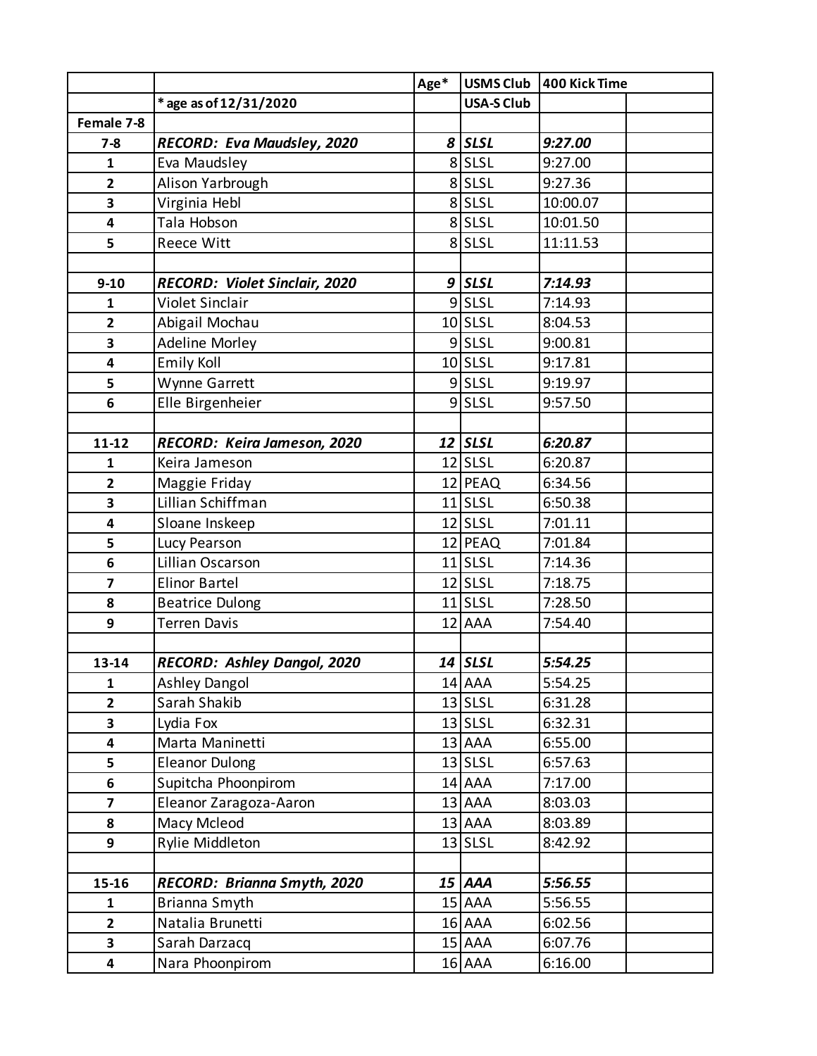| | | Age* | USMS Club | 400 Kick Time | |
|---|---|---|---|---|---|
| | * age as of 12/31/2020 | | USA-S Club | | |
| **Female 7-8** | | | | | |
| **7-8** | ***RECORD: Eva Maudsley, 2020*** | ***8*** | ***SLSL*** | ***9:27.00*** | |
| **1** | Eva Maudsley | 8 | SLSL | 9:27.00 | |
| **2** | Alison Yarbrough | 8 | SLSL | 9:27.36 | |
| **3** | Virginia Hebl | 8 | SLSL | 10:00.07 | |
| **4** | Tala Hobson | 8 | SLSL | 10:01.50 | |
| **5** | Reece Witt | 8 | SLSL | 11:11.53 | |
| | | | | | |
| **9-10** | ***RECORD: Violet Sinclair, 2020*** | ***9*** | ***SLSL*** | ***7:14.93*** | |
| **1** | Violet Sinclair | 9 | SLSL | 7:14.93 | |
| **2** | Abigail Mochau | 10 | SLSL | 8:04.53 | |
| **3** | Adeline Morley | 9 | SLSL | 9:00.81 | |
| **4** | Emily Koll | 10 | SLSL | 9:17.81 | |
| **5** | Wynne Garrett | 9 | SLSL | 9:19.97 | |
| **6** | Elle Birgenheier | 9 | SLSL | 9:57.50 | |
| | | | | | |
| **11-12** | ***RECORD: Keira Jameson, 2020*** | ***12*** | ***SLSL*** | ***6:20.87*** | |
| **1** | Keira Jameson | 12 | SLSL | 6:20.87 | |
| **2** | Maggie Friday | 12 | PEAQ | 6:34.56 | |
| **3** | Lillian Schiffman | 11 | SLSL | 6:50.38 | |
| **4** | Sloane Inskeep | 12 | SLSL | 7:01.11 | |
| **5** | Lucy Pearson | 12 | PEAQ | 7:01.84 | |
| **6** | Lillian Oscarson | 11 | SLSL | 7:14.36 | |
| **7** | Elinor Bartel | 12 | SLSL | 7:18.75 | |
| **8** | Beatrice Dulong | 11 | SLSL | 7:28.50 | |
| **9** | Terren Davis | 12 | AAA | 7:54.40 | |
| | | | | | |
| **13-14** | ***RECORD: Ashley Dangol, 2020*** | ***14*** | ***SLSL*** | ***5:54.25*** | |
| **1** | Ashley Dangol | 14 | AAA | 5:54.25 | |
| **2** | Sarah Shakib | 13 | SLSL | 6:31.28 | |
| **3** | Lydia Fox | 13 | SLSL | 6:32.31 | |
| **4** | Marta Maninetti | 13 | AAA | 6:55.00 | |
| **5** | Eleanor Dulong | 13 | SLSL | 6:57.63 | |
| **6** | Supitcha Phoonpirom | 14 | AAA | 7:17.00 | |
| **7** | Eleanor Zaragoza-Aaron | 13 | AAA | 8:03.03 | |
| **8** | Macy Mcleod | 13 | AAA | 8:03.89 | |
| **9** | Rylie Middleton | 13 | SLSL | 8:42.92 | |
| | | | | | |
| **15-16** | ***RECORD: Brianna Smyth, 2020*** | ***15*** | ***AAA*** | ***5:56.55*** | |
| **1** | Brianna Smyth | 15 | AAA | 5:56.55 | |
| **2** | Natalia Brunetti | 16 | AAA | 6:02.56 | |
| **3** | Sarah Darzacq | 15 | AAA | 6:07.76 | |
| **4** | Nara Phoonpirom | 16 | AAA | 6:16.00 | |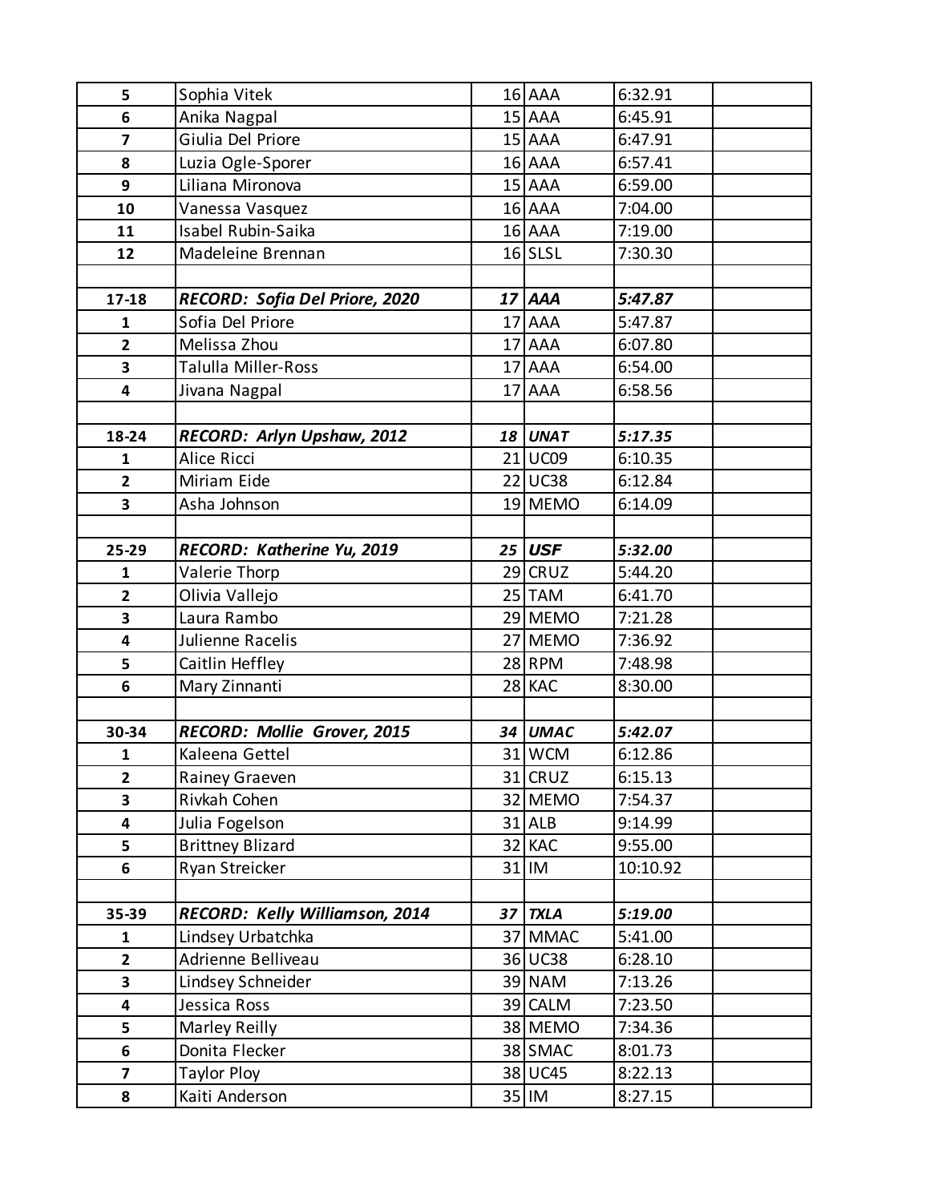| | | | | | |
|---|---|---|---|---|---|
| **5** | Sophia Vitek | 16 | AAA | 6:32.91 | |
| **6** | Anika Nagpal | 15 | AAA | 6:45.91 | |
| **7** | Giulia Del Priore | 15 | AAA | 6:47.91 | |
| **8** | Luzia Ogle-Sporer | 16 | AAA | 6:57.41 | |
| **9** | Liliana Mironova | 15 | AAA | 6:59.00 | |
| **10** | Vanessa Vasquez | 16 | AAA | 7:04.00 | |
| **11** | Isabel Rubin-Saika | 16 | AAA | 7:19.00 | |
| **12** | Madeleine Brennan | 16 | SLSL | 7:30.30 | |
| | | | | | |
| **17-18** | ***RECORD: Sofia Del Priore, 2020*** | ***17*** | ***AAA*** | ***5:47.87*** | |
| **1** | Sofia Del Priore | 17 | AAA | 5:47.87 | |
| **2** | Melissa Zhou | 17 | AAA | 6:07.80 | |
| **3** | Talulla Miller-Ross | 17 | AAA | 6:54.00 | |
| **4** | Jivana Nagpal | 17 | AAA | 6:58.56 | |
| | | | | | |
| **18-24** | ***RECORD: Arlyn Upshaw, 2012*** | ***18*** | ***UNAT*** | ***5:17.35*** | |
| **1** | Alice Ricci | 21 | UC09 | 6:10.35 | |
| **2** | Miriam Eide | 22 | UC38 | 6:12.84 | |
| **3** | Asha Johnson | 19 | MEMO | 6:14.09 | |
| | | | | | |
| **25-29** | ***RECORD: Katherine Yu, 2019*** | ***25*** | ***USF*** | ***5:32.00*** | |
| **1** | Valerie Thorp | 29 | CRUZ | 5:44.20 | |
| **2** | Olivia Vallejo | 25 | TAM | 6:41.70 | |
| **3** | Laura Rambo | 29 | MEMO | 7:21.28 | |
| **4** | Julienne Racelis | 27 | MEMO | 7:36.92 | |
| **5** | Caitlin Heffley | 28 | RPM | 7:48.98 | |
| **6** | Mary Zinnanti | 28 | KAC | 8:30.00 | |
| | | | | | |
| **30-34** | ***RECORD: Mollie Grover, 2015*** | ***34*** | ***UMAC*** | ***5:42.07*** | |
| **1** | Kaleena Gettel | 31 | WCM | 6:12.86 | |
| **2** | Rainey Graeven | 31 | CRUZ | 6:15.13 | |
| **3** | Rivkah Cohen | 32 | MEMO | 7:54.37 | |
| **4** | Julia Fogelson | 31 | ALB | 9:14.99 | |
| **5** | Brittney Blizard | 32 | KAC | 9:55.00 | |
| **6** | Ryan Streicker | 31 | IM | 10:10.92 | |
| | | | | | |
| **35-39** | ***RECORD: Kelly Williamson, 2014*** | ***37*** | ***TXLA*** | ***5:19.00*** | |
| **1** | Lindsey Urbatchka | 37 | MMAC | 5:41.00 | |
| **2** | Adrienne Belliveau | 36 | UC38 | 6:28.10 | |
| **3** | Lindsey Schneider | 39 | NAM | 7:13.26 | |
| **4** | Jessica Ross | 39 | CALM | 7:23.50 | |
| **5** | Marley Reilly | 38 | MEMO | 7:34.36 | |
| **6** | Donita Flecker | 38 | SMAC | 8:01.73 | |
| **7** | Taylor Ploy | 38 | UC45 | 8:22.13 | |
| **8** | Kaiti Anderson | 35 | IM | 8:27.15 | |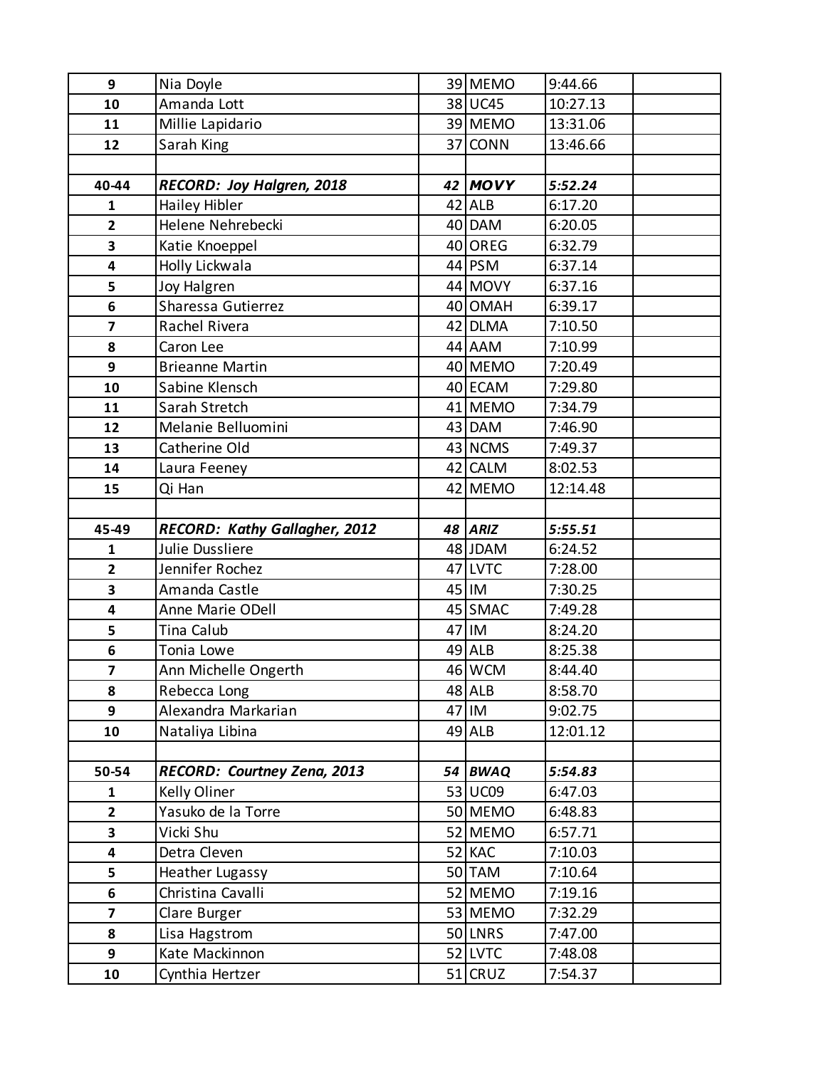| | | | | | |
|---|---|---|---|---|---|
| **9** | Nia Doyle | 39 | MEMO | 9:44.66 | |
| **10** | Amanda Lott | 38 | UC45 | 10:27.13 | |
| **11** | Millie Lapidario | 39 | MEMO | 13:31.06 | |
| **12** | Sarah King | 37 | CONN | 13:46.66 | |
| | | | | | |
| **40-44** | ***RECORD: Joy Halgren, 2018*** | ***42*** | ***MOVY*** | ***5:52.24*** | |
| **1** | Hailey Hibler | 42 | ALB | 6:17.20 | |
| **2** | Helene Nehrebecki | 40 | DAM | 6:20.05 | |
| **3** | Katie Knoeppel | 40 | OREG | 6:32.79 | |
| **4** | Holly Lickwala | 44 | PSM | 6:37.14 | |
| **5** | Joy Halgren | 44 | MOVY | 6:37.16 | |
| **6** | Sharessa Gutierrez | 40 | OMAH | 6:39.17 | |
| **7** | Rachel Rivera | 42 | DLMA | 7:10.50 | |
| **8** | Caron Lee | 44 | AAM | 7:10.99 | |
| **9** | Brieanne Martin | 40 | MEMO | 7:20.49 | |
| **10** | Sabine Klensch | 40 | ECAM | 7:29.80 | |
| **11** | Sarah Stretch | 41 | MEMO | 7:34.79 | |
| **12** | Melanie Belluomini | 43 | DAM | 7:46.90 | |
| **13** | Catherine Old | 43 | NCMS | 7:49.37 | |
| **14** | Laura Feeney | 42 | CALM | 8:02.53 | |
| **15** | Qi Han | 42 | MEMO | 12:14.48 | |
| | | | | | |
| **45-49** | ***RECORD: Kathy Gallagher, 2012*** | ***48*** | ***ARIZ*** | ***5:55.51*** | |
| **1** | Julie Dussliere | 48 | JDAM | 6:24.52 | |
| **2** | Jennifer Rochez | 47 | LVTC | 7:28.00 | |
| **3** | Amanda Castle | 45 | IM | 7:30.25 | |
| **4** | Anne Marie ODell | 45 | SMAC | 7:49.28 | |
| **5** | Tina Calub | 47 | IM | 8:24.20 | |
| **6** | Tonia Lowe | 49 | ALB | 8:25.38 | |
| **7** | Ann Michelle Ongerth | 46 | WCM | 8:44.40 | |
| **8** | Rebecca Long | 48 | ALB | 8:58.70 | |
| **9** | Alexandra Markarian | 47 | IM | 9:02.75 | |
| **10** | Nataliya Libina | 49 | ALB | 12:01.12 | |
| | | | | | |
| **50-54** | ***RECORD: Courtney Zena, 2013*** | ***54*** | ***BWAQ*** | ***5:54.83*** | |
| **1** | Kelly Oliner | 53 | UC09 | 6:47.03 | |
| **2** | Yasuko de la Torre | 50 | MEMO | 6:48.83 | |
| **3** | Vicki Shu | 52 | MEMO | 6:57.71 | |
| **4** | Detra Cleven | 52 | KAC | 7:10.03 | |
| **5** | Heather Lugassy | 50 | TAM | 7:10.64 | |
| **6** | Christina Cavalli | 52 | MEMO | 7:19.16 | |
| **7** | Clare Burger | 53 | MEMO | 7:32.29 | |
| **8** | Lisa Hagstrom | 50 | LNRS | 7:47.00 | |
| **9** | Kate Mackinnon | 52 | LVTC | 7:48.08 | |
| **10** | Cynthia Hertzer | 51 | CRUZ | 7:54.37 | |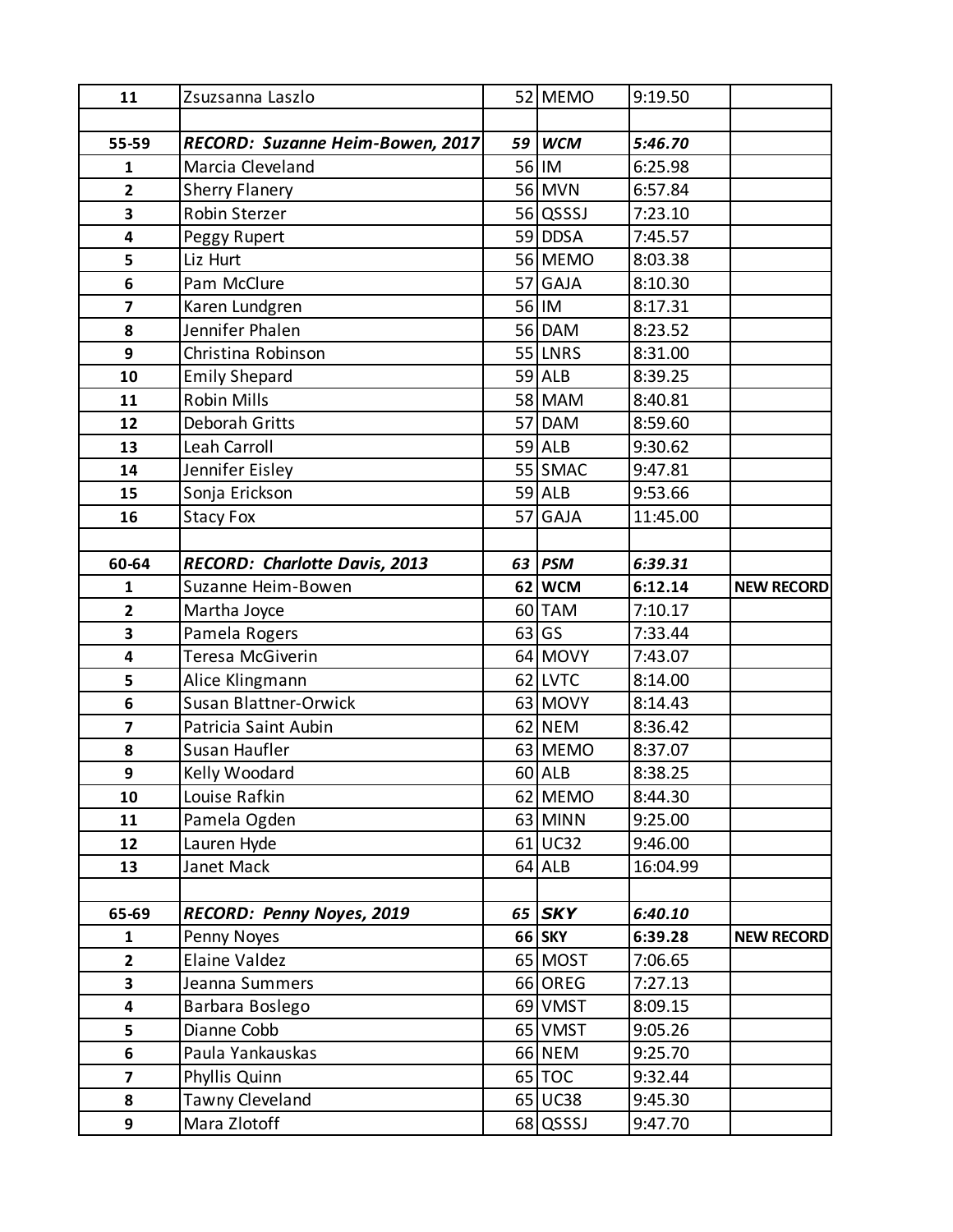| | | | | | |
|---|---|---|---|---|---|
| 11 | Zsuzsanna Laszlo | 52 | MEMO | 9:19.50 | |
| | | | | | |
| **55-59** | ***RECORD: Suzanne Heim-Bowen, 2017*** | ***59*** | ***WCM*** | ***5:46.70*** | |
| 1 | Marcia Cleveland | 56 | IM | 6:25.98 | |
| 2 | Sherry Flanery | 56 | MVN | 6:57.84 | |
| 3 | Robin Sterzer | 56 | QSSSJ | 7:23.10 | |
| 4 | Peggy Rupert | 59 | DDSA | 7:45.57 | |
| 5 | Liz Hurt | 56 | MEMO | 8:03.38 | |
| 6 | Pam McClure | 57 | GAJA | 8:10.30 | |
| 7 | Karen Lundgren | 56 | IM | 8:17.31 | |
| 8 | Jennifer Phalen | 56 | DAM | 8:23.52 | |
| 9 | Christina Robinson | 55 | LNRS | 8:31.00 | |
| 10 | Emily Shepard | 59 | ALB | 8:39.25 | |
| 11 | Robin Mills | 58 | MAM | 8:40.81 | |
| 12 | Deborah Gritts | 57 | DAM | 8:59.60 | |
| 13 | Leah Carroll | 59 | ALB | 9:30.62 | |
| 14 | Jennifer Eisley | 55 | SMAC | 9:47.81 | |
| 15 | Sonja Erickson | 59 | ALB | 9:53.66 | |
| 16 | Stacy Fox | 57 | GAJA | 11:45.00 | |
| | | | | | |
| **60-64** | ***RECORD: Charlotte Davis, 2013*** | ***63*** | ***PSM*** | ***6:39.31*** | |
| 1 | Suzanne Heim-Bowen | **62** | **WCM** | **6:12.14** | **NEW RECORD** |
| 2 | Martha Joyce | 60 | TAM | 7:10.17 | |
| 3 | Pamela Rogers | 63 | GS | 7:33.44 | |
| 4 | Teresa McGiverin | 64 | MOVY | 7:43.07 | |
| 5 | Alice Klingmann | 62 | LVTC | 8:14.00 | |
| 6 | Susan Blattner-Orwick | 63 | MOVY | 8:14.43 | |
| 7 | Patricia Saint Aubin | 62 | NEM | 8:36.42 | |
| 8 | Susan Haufler | 63 | MEMO | 8:37.07 | |
| 9 | Kelly Woodard | 60 | ALB | 8:38.25 | |
| 10 | Louise Rafkin | 62 | MEMO | 8:44.30 | |
| 11 | Pamela Ogden | 63 | MINN | 9:25.00 | |
| 12 | Lauren Hyde | 61 | UC32 | 9:46.00 | |
| 13 | Janet Mack | 64 | ALB | 16:04.99 | |
| | | | | | |
| **65-69** | ***RECORD: Penny Noyes, 2019*** | ***65*** | ***SKY*** | ***6:40.10*** | |
| 1 | Penny Noyes | **66** | **SKY** | **6:39.28** | **NEW RECORD** |
| 2 | Elaine Valdez | 65 | MOST | 7:06.65 | |
| 3 | Jeanna Summers | 66 | OREG | 7:27.13 | |
| 4 | Barbara Boslego | 69 | VMST | 8:09.15 | |
| 5 | Dianne Cobb | 65 | VMST | 9:05.26 | |
| 6 | Paula Yankauskas | 66 | NEM | 9:25.70 | |
| 7 | Phyllis Quinn | 65 | TOC | 9:32.44 | |
| 8 | Tawny Cleveland | 65 | UC38 | 9:45.30 | |
| 9 | Mara Zlotoff | 68 | QSSSJ | 9:47.70 | |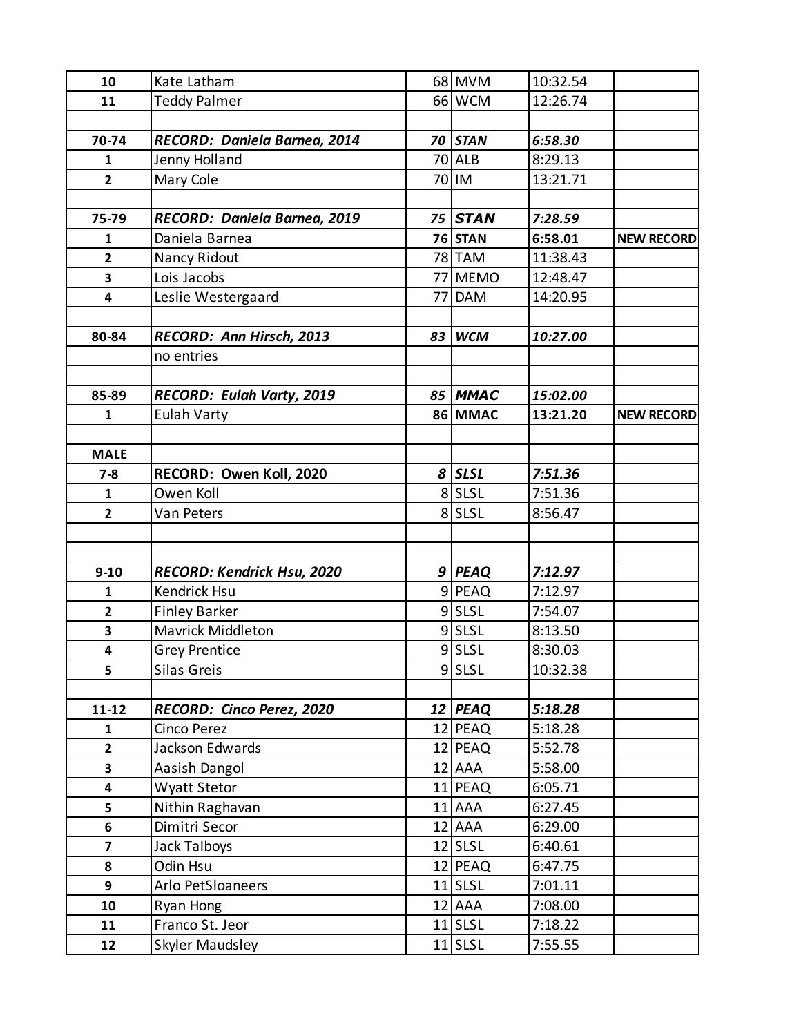| | | | | | |
|---|---|---|---|---|---|
| 10 | Kate Latham | 68 | MVM | 10:32.54 | |
| 11 | Teddy Palmer | 66 | WCM | 12:26.74 | |
| | | | | | |
| **70-74** | ***RECORD: Daniela Barnea, 2014*** | ***70*** | ***STAN*** | ***6:58.30*** | |
| **1** | Jenny Holland | 70 | ALB | 8:29.13 | |
| **2** | Mary Cole | 70 | IM | 13:21.71 | |
| | | | | | |
| **75-79** | ***RECORD: Daniela Barnea, 2019*** | ***75*** | ***STAN*** | ***7:28.59*** | |
| **1** | Daniela Barnea | **76** | **STAN** | **6:58.01** | **NEW RECORD** |
| **2** | Nancy Ridout | 78 | TAM | 11:38.43 | |
| **3** | Lois Jacobs | 77 | MEMO | 12:48.47 | |
| **4** | Leslie Westergaard | 77 | DAM | 14:20.95 | |
| | | | | | |
| **80-84** | ***RECORD: Ann Hirsch, 2013*** | ***83*** | ***WCM*** | ***10:27.00*** | |
| | no entries | | | | |
| | | | | | |
| **85-89** | ***RECORD: Eulah Varty, 2019*** | ***85*** | ***MMAC*** | ***15:02.00*** | |
| **1** | Eulah Varty | **86** | **MMAC** | **13:21.20** | **NEW RECORD** |
| | | | | | |
| **MALE** | | | | | |
| **7-8** | **RECORD: Owen Koll, 2020** | ***8*** | ***SLSL*** | ***7:51.36*** | |
| **1** | Owen Koll | 8 | SLSL | 7:51.36 | |
| **2** | Van Peters | 8 | SLSL | 8:56.47 | |
| | | | | | |
| | | | | | |
| **9-10** | ***RECORD: Kendrick Hsu, 2020*** | ***9*** | ***PEAQ*** | ***7:12.97*** | |
| **1** | Kendrick Hsu | 9 | PEAQ | 7:12.97 | |
| **2** | Finley Barker | 9 | SLSL | 7:54.07 | |
| **3** | Mavrick Middleton | 9 | SLSL | 8:13.50 | |
| **4** | Grey Prentice | 9 | SLSL | 8:30.03 | |
| **5** | Silas Greis | 9 | SLSL | 10:32.38 | |
| | | | | | |
| **11-12** | ***RECORD: Cinco Perez, 2020*** | ***12*** | ***PEAQ*** | ***5:18.28*** | |
| **1** | Cinco Perez | 12 | PEAQ | 5:18.28 | |
| **2** | Jackson Edwards | 12 | PEAQ | 5:52.78 | |
| **3** | Aasish Dangol | 12 | AAA | 5:58.00 | |
| **4** | Wyatt Stetor | 11 | PEAQ | 6:05.71 | |
| **5** | Nithin Raghavan | 11 | AAA | 6:27.45 | |
| **6** | Dimitri Secor | 12 | AAA | 6:29.00 | |
| **7** | Jack Talboys | 12 | SLSL | 6:40.61 | |
| **8** | Odin Hsu | 12 | PEAQ | 6:47.75 | |
| **9** | Arlo PetSloaneers | 11 | SLSL | 7:01.11 | |
| **10** | Ryan Hong | 12 | AAA | 7:08.00 | |
| **11** | Franco St. Jeor | 11 | SLSL | 7:18.22 | |
| **12** | Skyler Maudsley | 11 | SLSL | 7:55.55 | |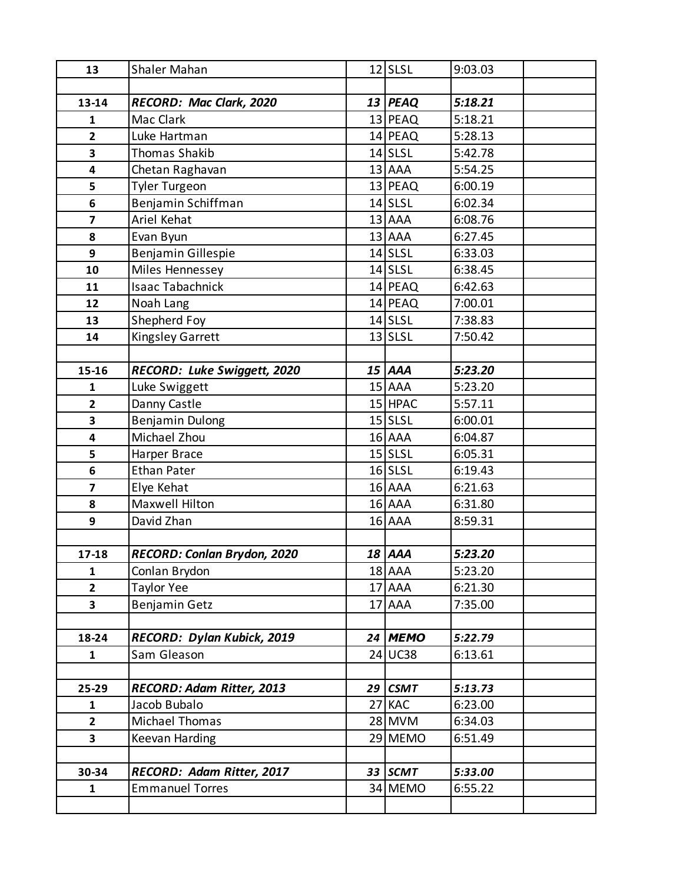| | | | | | |
|---|---|---|---|---|---|
| **13** | Shaler Mahan | 12 | SLSL | 9:03.03 | |
| | | | | | |
| **13-14** | ***RECORD: Mac Clark, 2020*** | ***13*** | ***PEAQ*** | ***5:18.21*** | |
| **1** | Mac Clark | 13 | PEAQ | 5:18.21 | |
| **2** | Luke Hartman | 14 | PEAQ | 5:28.13 | |
| **3** | Thomas Shakib | 14 | SLSL | 5:42.78 | |
| **4** | Chetan Raghavan | 13 | AAA | 5:54.25 | |
| **5** | Tyler Turgeon | 13 | PEAQ | 6:00.19 | |
| **6** | Benjamin Schiffman | 14 | SLSL | 6:02.34 | |
| **7** | Ariel Kehat | 13 | AAA | 6:08.76 | |
| **8** | Evan Byun | 13 | AAA | 6:27.45 | |
| **9** | Benjamin Gillespie | 14 | SLSL | 6:33.03 | |
| **10** | Miles Hennessey | 14 | SLSL | 6:38.45 | |
| **11** | Isaac Tabachnick | 14 | PEAQ | 6:42.63 | |
| **12** | Noah Lang | 14 | PEAQ | 7:00.01 | |
| **13** | Shepherd Foy | 14 | SLSL | 7:38.83 | |
| **14** | Kingsley Garrett | 13 | SLSL | 7:50.42 | |
| | | | | | |
| **15-16** | ***RECORD: Luke Swiggett, 2020*** | ***15*** | ***AAA*** | ***5:23.20*** | |
| **1** | Luke Swiggett | 15 | AAA | 5:23.20 | |
| **2** | Danny Castle | 15 | HPAC | 5:57.11 | |
| **3** | Benjamin Dulong | 15 | SLSL | 6:00.01 | |
| **4** | Michael Zhou | 16 | AAA | 6:04.87 | |
| **5** | Harper Brace | 15 | SLSL | 6:05.31 | |
| **6** | Ethan Pater | 16 | SLSL | 6:19.43 | |
| **7** | Elye Kehat | 16 | AAA | 6:21.63 | |
| **8** | Maxwell Hilton | 16 | AAA | 6:31.80 | |
| **9** | David Zhan | 16 | AAA | 8:59.31 | |
| | | | | | |
| **17-18** | ***RECORD: Conlan Brydon, 2020*** | ***18*** | ***AAA*** | ***5:23.20*** | |
| **1** | Conlan Brydon | 18 | AAA | 5:23.20 | |
| **2** | Taylor Yee | 17 | AAA | 6:21.30 | |
| **3** | Benjamin Getz | 17 | AAA | 7:35.00 | |
| | | | | | |
| **18-24** | ***RECORD: Dylan Kubick, 2019*** | ***24*** | ***MEMO*** | ***5:22.79*** | |
| **1** | Sam Gleason | 24 | UC38 | 6:13.61 | |
| | | | | | |
| **25-29** | ***RECORD: Adam Ritter, 2013*** | ***29*** | ***CSMT*** | ***5:13.73*** | |
| **1** | Jacob Bubalo | 27 | KAC | 6:23.00 | |
| **2** | Michael Thomas | 28 | MVM | 6:34.03 | |
| **3** | Keevan Harding | 29 | MEMO | 6:51.49 | |
| | | | | | |
| **30-34** | ***RECORD: Adam Ritter, 2017*** | ***33*** | ***SCMT*** | ***5:33.00*** | |
| **1** | Emmanuel Torres | 34 | MEMO | 6:55.22 | |
| | | | | | |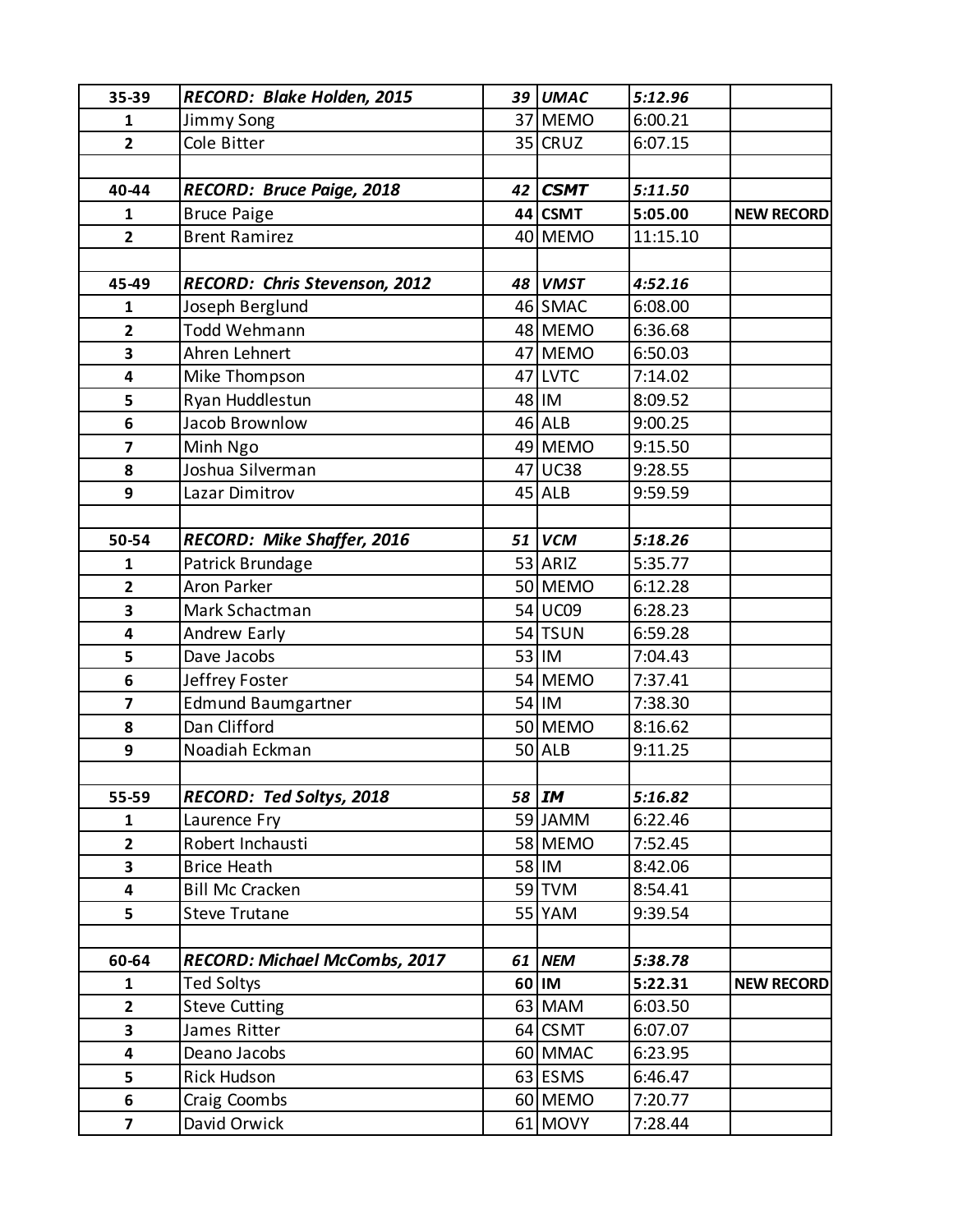| 35-39 | ***RECORD: Blake Holden, 2015*** | ***39*** | ***UMAC*** | ***5:12.96*** | |
|---|---|---|---|---|---|
| **1** | Jimmy Song | 37 | MEMO | 6:00.21 | |
| **2** | Cole Bitter | 35 | CRUZ | 6:07.15 | |
| | | | | | |
| **40-44** | ***RECORD: Bruce Paige, 2018*** | ***42*** | ***CSMT*** | ***5:11.50*** | |
| **1** | Bruce Paige | **44** | **CSMT** | **5:05.00** | **NEW RECORD** |
| **2** | Brent Ramirez | 40 | MEMO | 11:15.10 | |
| | | | | | |
| **45-49** | ***RECORD: Chris Stevenson, 2012*** | ***48*** | ***VMST*** | ***4:52.16*** | |
| **1** | Joseph Berglund | 46 | SMAC | 6:08.00 | |
| **2** | Todd Wehmann | 48 | MEMO | 6:36.68 | |
| **3** | Ahren Lehnert | 47 | MEMO | 6:50.03 | |
| **4** | Mike Thompson | 47 | LVTC | 7:14.02 | |
| **5** | Ryan Huddlestun | 48 | IM | 8:09.52 | |
| **6** | Jacob Brownlow | 46 | ALB | 9:00.25 | |
| **7** | Minh Ngo | 49 | MEMO | 9:15.50 | |
| **8** | Joshua Silverman | 47 | UC38 | 9:28.55 | |
| **9** | Lazar Dimitrov | 45 | ALB | 9:59.59 | |
| | | | | | |
| **50-54** | ***RECORD: Mike Shaffer, 2016*** | ***51*** | ***VCM*** | ***5:18.26*** | |
| **1** | Patrick Brundage | 53 | ARIZ | 5:35.77 | |
| **2** | Aron Parker | 50 | MEMO | 6:12.28 | |
| **3** | Mark Schactman | 54 | UC09 | 6:28.23 | |
| **4** | Andrew Early | 54 | TSUN | 6:59.28 | |
| **5** | Dave Jacobs | 53 | IM | 7:04.43 | |
| **6** | Jeffrey Foster | 54 | MEMO | 7:37.41 | |
| **7** | Edmund Baumgartner | 54 | IM | 7:38.30 | |
| **8** | Dan Clifford | 50 | MEMO | 8:16.62 | |
| **9** | Noadiah Eckman | 50 | ALB | 9:11.25 | |
| | | | | | |
| **55-59** | ***RECORD: Ted Soltys, 2018*** | ***58*** | ***IM*** | ***5:16.82*** | |
| **1** | Laurence Fry | 59 | JAMM | 6:22.46 | |
| **2** | Robert Inchausti | 58 | MEMO | 7:52.45 | |
| **3** | Brice Heath | 58 | IM | 8:42.06 | |
| **4** | Bill Mc Cracken | 59 | TVM | 8:54.41 | |
| **5** | Steve Trutane | 55 | YAM | 9:39.54 | |
| | | | | | |
| **60-64** | ***RECORD: Michael McCombs, 2017*** | ***61*** | ***NEM*** | ***5:38.78*** | |
| **1** | Ted Soltys | **60** | **IM** | **5:22.31** | **NEW RECORD** |
| **2** | Steve Cutting | 63 | MAM | 6:03.50 | |
| **3** | James Ritter | 64 | CSMT | 6:07.07 | |
| **4** | Deano Jacobs | 60 | MMAC | 6:23.95 | |
| **5** | Rick Hudson | 63 | ESMS | 6:46.47 | |
| **6** | Craig Coombs | 60 | MEMO | 7:20.77 | |
| **7** | David Orwick | 61 | MOVY | 7:28.44 | |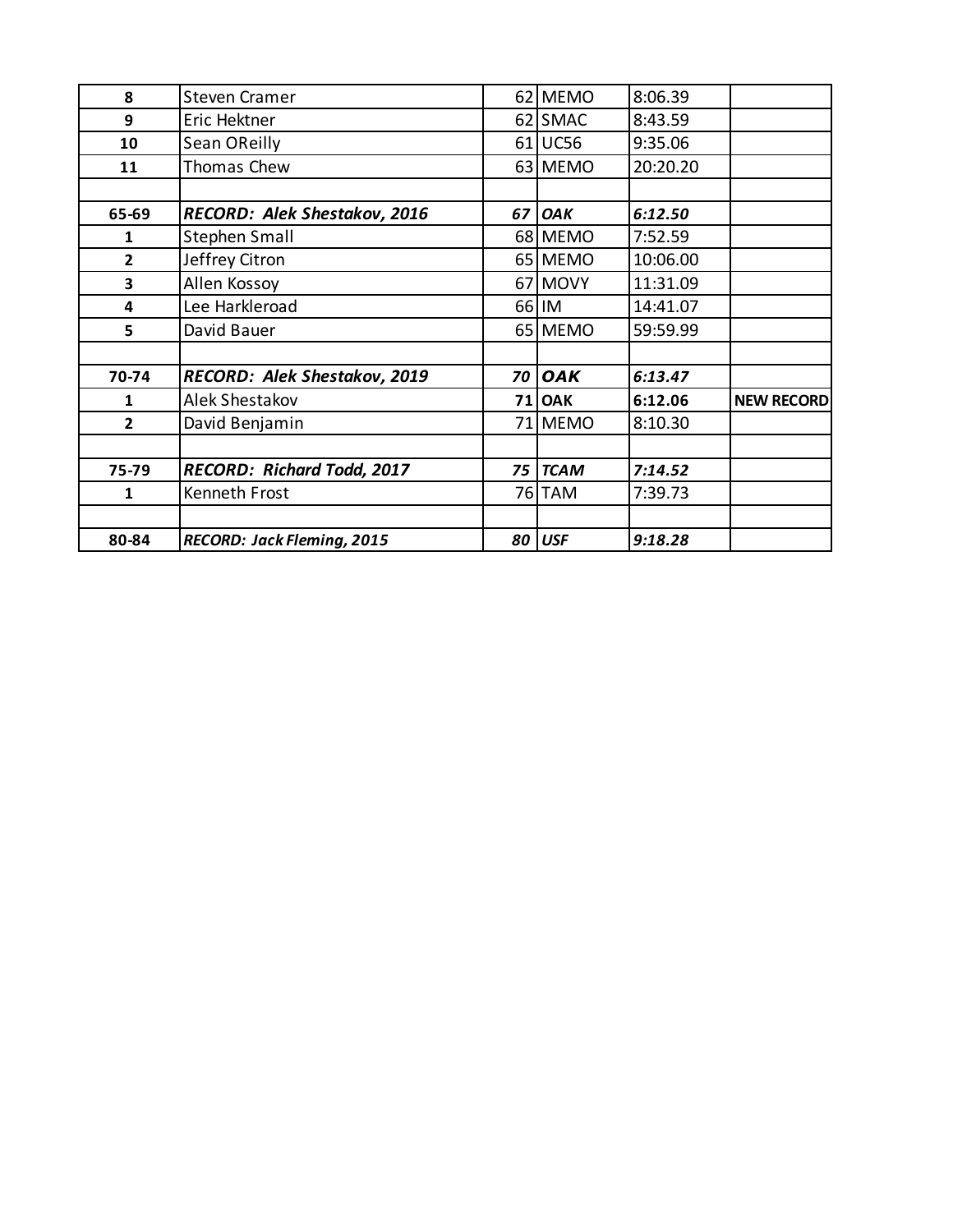| | | | | | |
|---|---|---|---|---|---|
| **8** | Steven Cramer | 62 | MEMO | 8:06.39 | |
| **9** | Eric Hektner | 62 | SMAC | 8:43.59 | |
| **10** | Sean OReilly | 61 | UC56 | 9:35.06 | |
| **11** | Thomas Chew | 63 | MEMO | 20:20.20 | |
| | | | | | |
| **65-69** | ***RECORD: Alek Shestakov, 2016*** | ***67*** | ***OAK*** | ***6:12.50*** | |
| **1** | Stephen Small | 68 | MEMO | 7:52.59 | |
| **2** | Jeffrey Citron | 65 | MEMO | 10:06.00 | |
| **3** | Allen Kossoy | 67 | MOVY | 11:31.09 | |
| **4** | Lee Harkleroad | 66 | IM | 14:41.07 | |
| **5** | David Bauer | 65 | MEMO | 59:59.99 | |
| | | | | | |
| **70-74** | ***RECORD: Alek Shestakov, 2019*** | ***70*** | ***OAK*** | ***6:13.47*** | |
| **1** | Alek Shestakov | **71** | **OAK** | **6:12.06** | **NEW RECORD** |
| **2** | David Benjamin | 71 | MEMO | 8:10.30 | |
| | | | | | |
| **75-79** | ***RECORD: Richard Todd, 2017*** | ***75*** | ***TCAM*** | ***7:14.52*** | |
| **1** | Kenneth Frost | 76 | TAM | 7:39.73 | |
| | | | | | |
| **80-84** | ***RECORD: Jack Fleming, 2015*** | ***80*** | ***USF*** | ***9:18.28*** | |